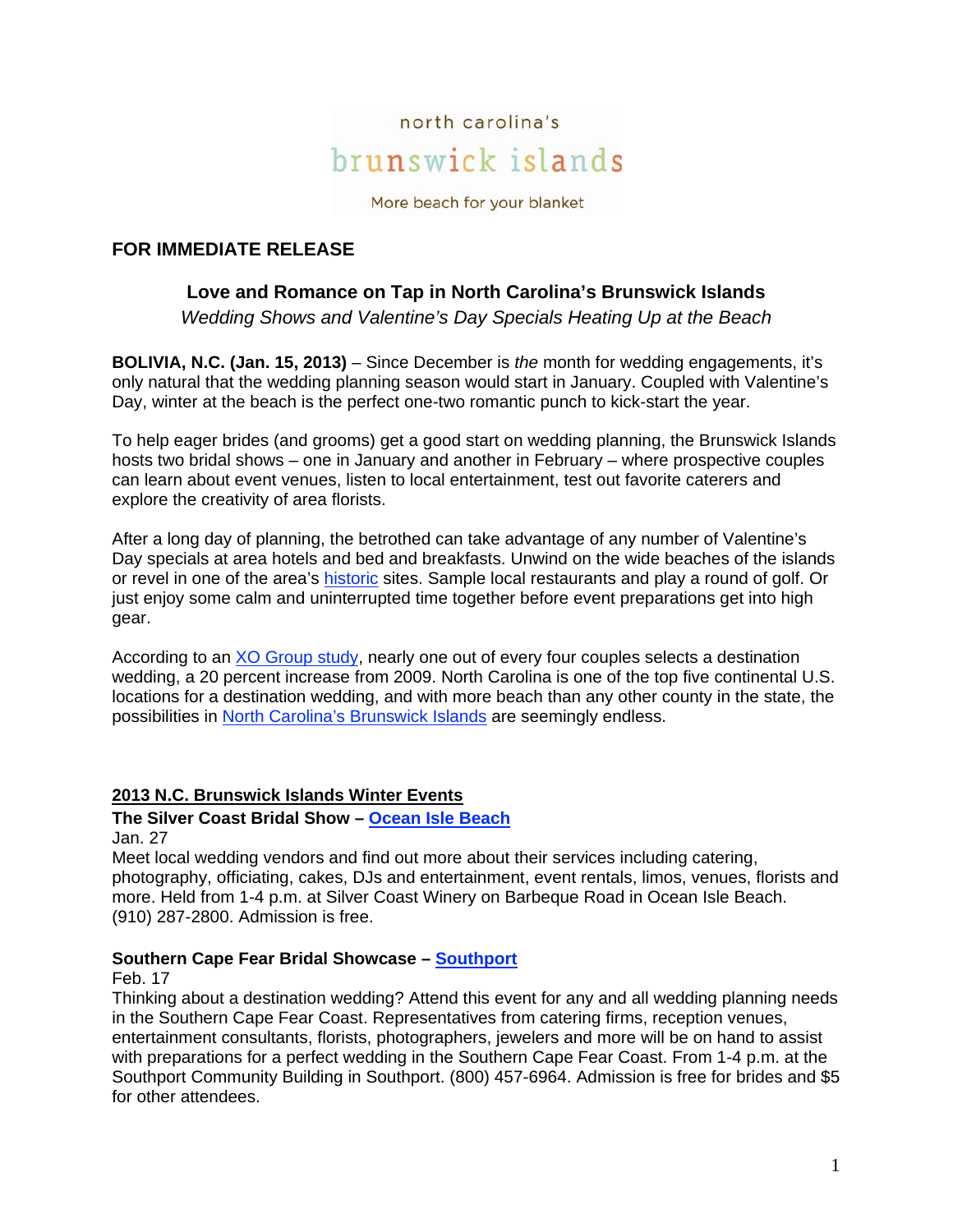north carolina's

brunswick islands

More beach for your blanket

**FOR IMMEDIATE RELEASE**

## Love and Romance on Tap in North Carolina's Brunswick Islands

*Wedding Shows and Valentine's Day Specials Heating Up at the Beach*

**BOLIVIA, N.C. (Jan. 15, 2013)** – Since December is *the* month for wedding engagements, it's only natural that the wedding planning season would start in January. Coupled with Valentine's Day, winter at the beach is the perfect one-two romantic punch to kick-start the year.

To help eager brides (and grooms) get a good start on wedding planning, the Brunswick Islands hosts two bridal shows – one in January and another in February – where prospective couples can learn about event venues, listen to local entertainment, test out favorite caterers and explore the creativity of area florists.

After a long day of planning, the betrothed can take advantage of any number of Valentine's Day specials at area hotels and bed and breakfasts. Unwind on the wide beaches of the islands or revel in one of the area's historic sites. Sample local restaurants and play a round of golf. Or just enjoy some calm and uninterrupted time together before event preparations get into high gear.

According to an XO Group study, nearly one out of every four couples selects a destination wedding, a 20 percent increase from 2009. North Carolina is one of the top five continental U.S. locations for a destination wedding, and with more beach than any other county in the state, the possibilities in North Carolina's Brunswick Islands are seemingly endless.

### 2013 N.C. Brunswick Islands Winter Events

**The Silver Coast Bridal Show – Ocean Isle Beach**

Jan. 27

Meet local wedding vendors and find out more about their services including catering, photography, officiating, cakes, DJs and entertainment, event rentals, limos, venues, florists and more. Held from 1-4 p.m. at Silver Coast Winery on Barbeque Road in Ocean Isle Beach. (910) 287-2800. Admission is free.

**Southern Cape Fear Bridal Showcase – Southport**

Feb. 17

Thinking about a destination wedding? Attend this event for any and all wedding planning needs in the Southern Cape Fear Coast. Representatives from catering firms, reception venues, entertainment consultants, florists, photographers, jewelers and more will be on hand to assist with preparations for a perfect wedding in the Southern Cape Fear Coast. From 1-4 p.m. at the Southport Community Building in Southport. (800) 457-6964. Admission is free for brides and $5 for other attendees.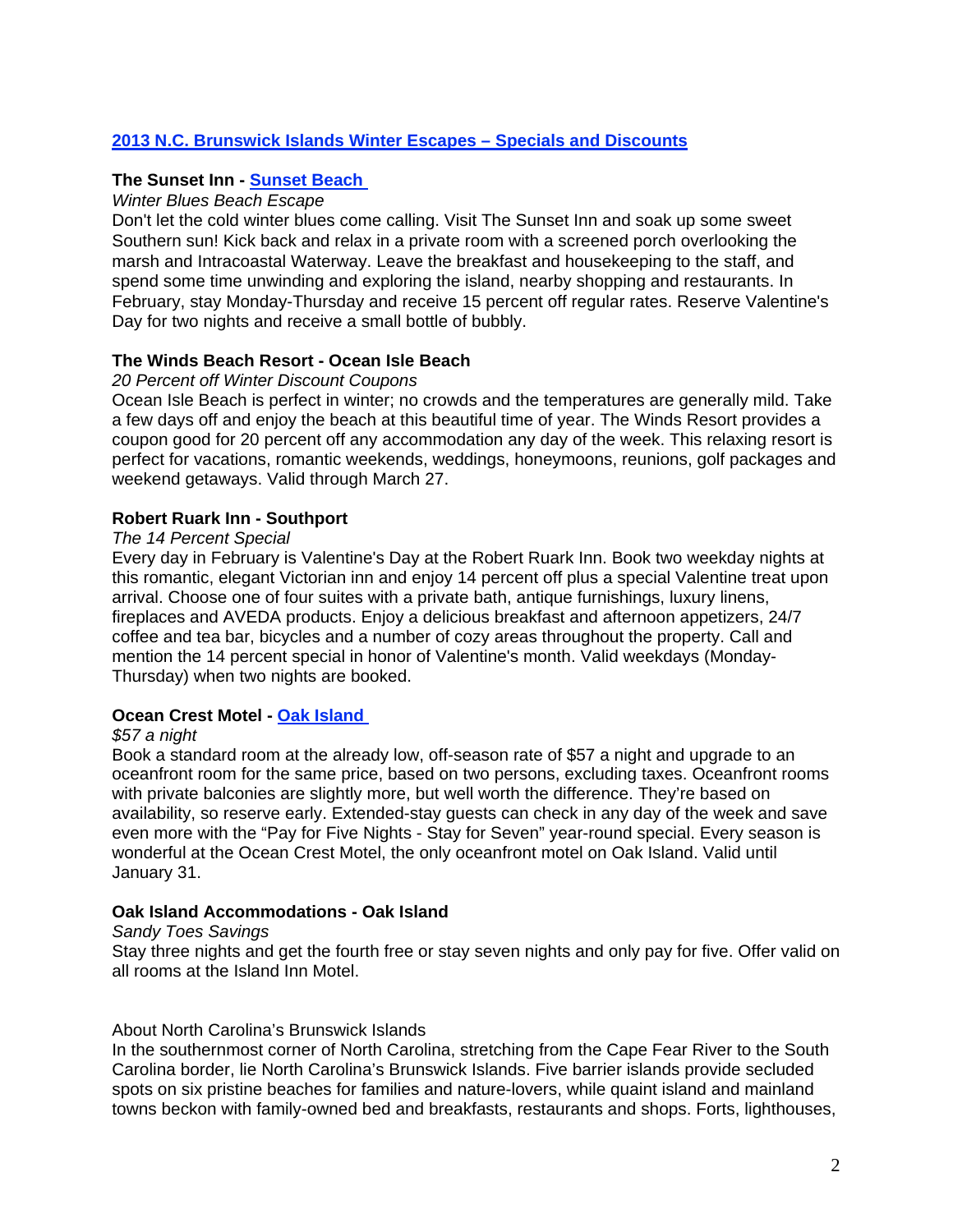## 2013 N.C. Brunswick Islands Winter Escapes – Specials and Discounts

**The Sunset Inn - Sunset Beach**

*Winter Blues Beach Escape*

Don't let the cold winter blues come calling. Visit The Sunset Inn and soak up some sweet Southern sun! Kick back and relax in a private room with a screened porch overlooking the marsh and Intracoastal Waterway. Leave the breakfast and housekeeping to the staff, and spend some time unwinding and exploring the island, nearby shopping and restaurants. In February, stay Monday-Thursday and receive 15 percent off regular rates. Reserve Valentine's Day for two nights and receive a small bottle of bubbly.

**The Winds Beach Resort - Ocean Isle Beach**

*20 Percent off Winter Discount Coupons*

Ocean Isle Beach is perfect in winter; no crowds and the temperatures are generally mild. Take a few days off and enjoy the beach at this beautiful time of year. The Winds Resort provides a coupon good for 20 percent off any accommodation any day of the week. This relaxing resort is perfect for vacations, romantic weekends, weddings, honeymoons, reunions, golf packages and weekend getaways. Valid through March 27.

**Robert Ruark Inn - Southport**

*The 14 Percent Special*

Every day in February is Valentine's Day at the Robert Ruark Inn. Book two weekday nights at this romantic, elegant Victorian inn and enjoy 14 percent off plus a special Valentine treat upon arrival. Choose one of four suites with a private bath, antique furnishings, luxury linens, fireplaces and AVEDA products. Enjoy a delicious breakfast and afternoon appetizers, 24/7 coffee and tea bar, bicycles and a number of cozy areas throughout the property. Call and mention the 14 percent special in honor of Valentine's month. Valid weekdays (Monday-Thursday) when two nights are booked.

**Ocean Crest Motel - Oak Island**

*$57 a night*

Book a standard room at the already low, off-season rate of $57 a night and upgrade to an oceanfront room for the same price, based on two persons, excluding taxes. Oceanfront rooms with private balconies are slightly more, but well worth the difference. They're based on availability, so reserve early. Extended-stay guests can check in any day of the week and save even more with the "Pay for Five Nights - Stay for Seven" year-round special. Every season is wonderful at the Ocean Crest Motel, the only oceanfront motel on Oak Island. Valid until January 31.

**Oak Island Accommodations - Oak Island**

*Sandy Toes Savings*

Stay three nights and get the fourth free or stay seven nights and only pay for five. Offer valid on all rooms at the Island Inn Motel.

About North Carolina's Brunswick Islands

In the southernmost corner of North Carolina, stretching from the Cape Fear River to the South Carolina border, lie North Carolina's Brunswick Islands. Five barrier islands provide secluded spots on six pristine beaches for families and nature-lovers, while quaint island and mainland towns beckon with family-owned bed and breakfasts, restaurants and shops. Forts, lighthouses,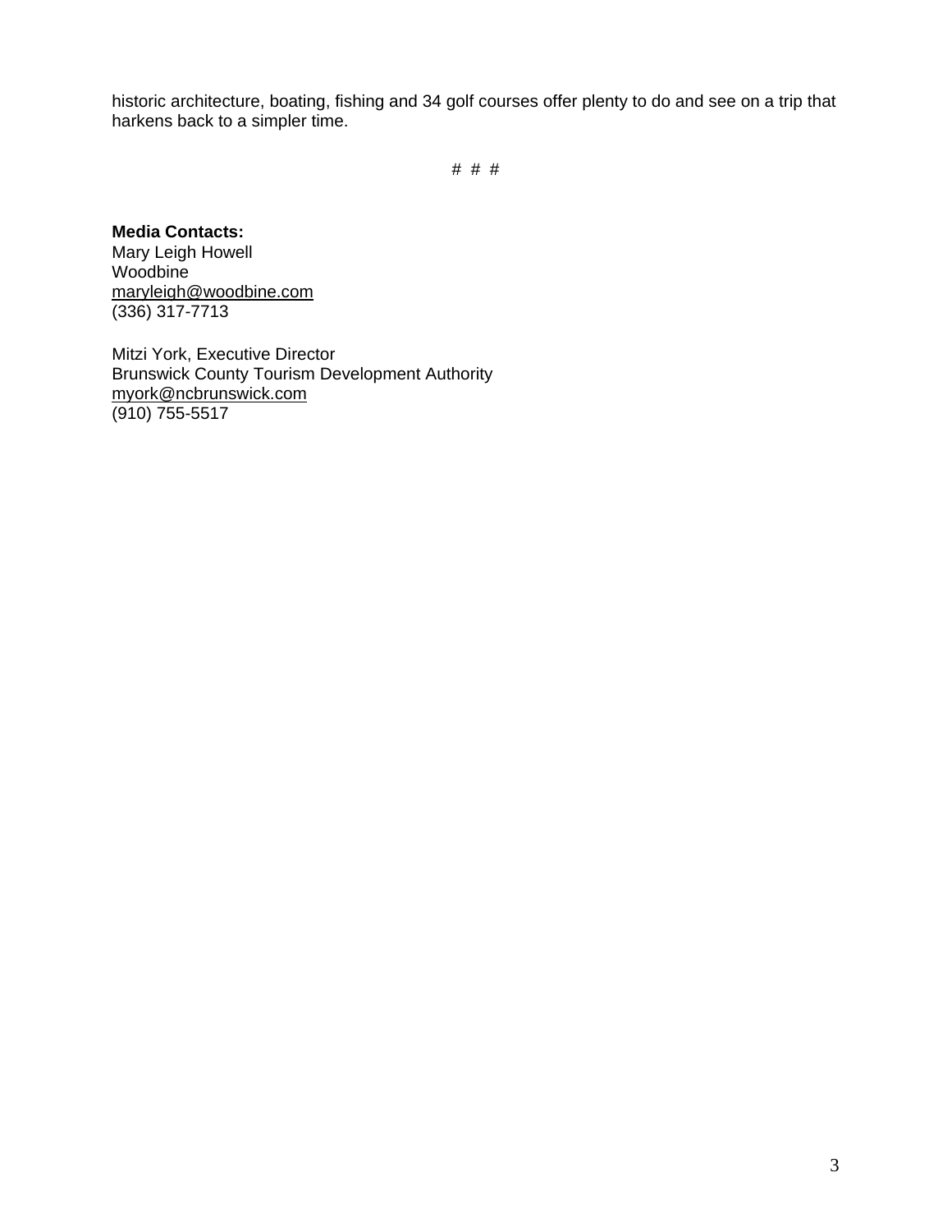historic architecture, boating, fishing and 34 golf courses offer plenty to do and see on a trip that harkens back to a simpler time.

# # #

**Media Contacts:**
Mary Leigh Howell
Woodbine
maryleigh@woodbine.com
(336) 317-7713

Mitzi York, Executive Director
Brunswick County Tourism Development Authority
myork@ncbrunswick.com
(910) 755-5517